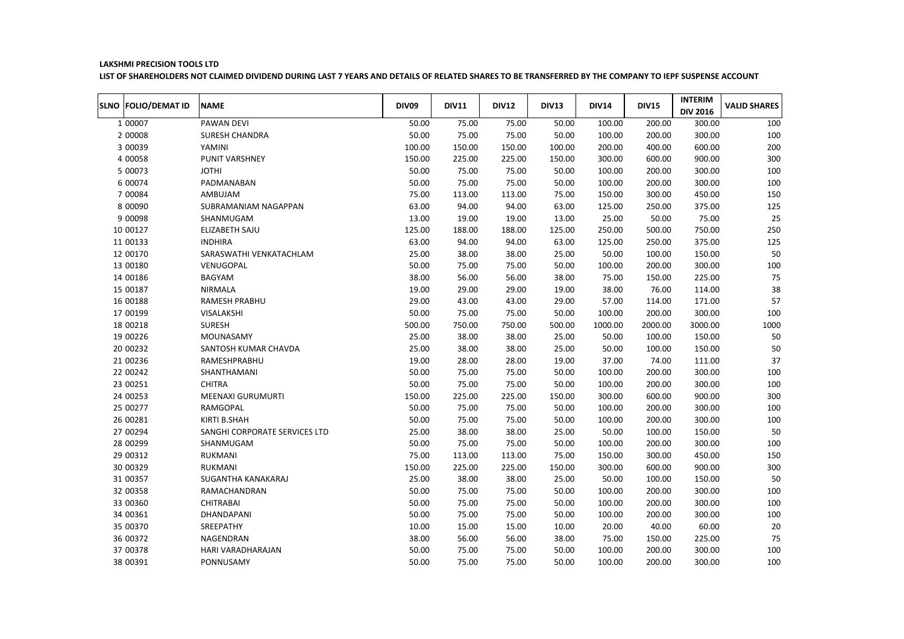**LAKSHMI PRECISION TOOLS LTD**

**LIST OF SHAREHOLDERS NOT CLAIMED DIVIDEND DURING LAST 7 YEARS AND DETAILS OF RELATED SHARES TO BE TRANSFERRED BY THE COMPANY TO IEPF SUSPENSE ACCOUNT**

| SLNO | FOLIO/DEMAT ID | NAME | DIV09 | DIV11 | DIV12 | DIV13 | DIV14 | DIV15 | INTERIM DIV 2016 | VALID SHARES |
|---|---|---|---|---|---|---|---|---|---|---|
| 1 | 00007 | PAWAN DEVI | 50.00 | 75.00 | 75.00 | 50.00 | 100.00 | 200.00 | 300.00 | 100 |
| 2 | 00008 | SURESH CHANDRA | 50.00 | 75.00 | 75.00 | 50.00 | 100.00 | 200.00 | 300.00 | 100 |
| 3 | 00039 | YAMINI | 100.00 | 150.00 | 150.00 | 100.00 | 200.00 | 400.00 | 600.00 | 200 |
| 4 | 00058 | PUNIT VARSHNEY | 150.00 | 225.00 | 225.00 | 150.00 | 300.00 | 600.00 | 900.00 | 300 |
| 5 | 00073 | JOTHI | 50.00 | 75.00 | 75.00 | 50.00 | 100.00 | 200.00 | 300.00 | 100 |
| 6 | 00074 | PADMANABAN | 50.00 | 75.00 | 75.00 | 50.00 | 100.00 | 200.00 | 300.00 | 100 |
| 7 | 00084 | AMBUJAM | 75.00 | 113.00 | 113.00 | 75.00 | 150.00 | 300.00 | 450.00 | 150 |
| 8 | 00090 | SUBRAMANIAM NAGAPPAN | 63.00 | 94.00 | 94.00 | 63.00 | 125.00 | 250.00 | 375.00 | 125 |
| 9 | 00098 | SHANMUGAM | 13.00 | 19.00 | 19.00 | 13.00 | 25.00 | 50.00 | 75.00 | 25 |
| 10 | 00127 | ELIZABETH SAJU | 125.00 | 188.00 | 188.00 | 125.00 | 250.00 | 500.00 | 750.00 | 250 |
| 11 | 00133 | INDHIRA | 63.00 | 94.00 | 94.00 | 63.00 | 125.00 | 250.00 | 375.00 | 125 |
| 12 | 00170 | SARASWATHI VENKATACHLAM | 25.00 | 38.00 | 38.00 | 25.00 | 50.00 | 100.00 | 150.00 | 50 |
| 13 | 00180 | VENUGOPAL | 50.00 | 75.00 | 75.00 | 50.00 | 100.00 | 200.00 | 300.00 | 100 |
| 14 | 00186 | BAGYAM | 38.00 | 56.00 | 56.00 | 38.00 | 75.00 | 150.00 | 225.00 | 75 |
| 15 | 00187 | NIRMALA | 19.00 | 29.00 | 29.00 | 19.00 | 38.00 | 76.00 | 114.00 | 38 |
| 16 | 00188 | RAMESH PRABHU | 29.00 | 43.00 | 43.00 | 29.00 | 57.00 | 114.00 | 171.00 | 57 |
| 17 | 00199 | VISALAKSHI | 50.00 | 75.00 | 75.00 | 50.00 | 100.00 | 200.00 | 300.00 | 100 |
| 18 | 00218 | SURESH | 500.00 | 750.00 | 750.00 | 500.00 | 1000.00 | 2000.00 | 3000.00 | 1000 |
| 19 | 00226 | MOUNASAMY | 25.00 | 38.00 | 38.00 | 25.00 | 50.00 | 100.00 | 150.00 | 50 |
| 20 | 00232 | SANTOSH KUMAR CHAVDA | 25.00 | 38.00 | 38.00 | 25.00 | 50.00 | 100.00 | 150.00 | 50 |
| 21 | 00236 | RAMESHPRABHU | 19.00 | 28.00 | 28.00 | 19.00 | 37.00 | 74.00 | 111.00 | 37 |
| 22 | 00242 | SHANTHAMANI | 50.00 | 75.00 | 75.00 | 50.00 | 100.00 | 200.00 | 300.00 | 100 |
| 23 | 00251 | CHITRA | 50.00 | 75.00 | 75.00 | 50.00 | 100.00 | 200.00 | 300.00 | 100 |
| 24 | 00253 | MEENAXI GURUMURTI | 150.00 | 225.00 | 225.00 | 150.00 | 300.00 | 600.00 | 900.00 | 300 |
| 25 | 00277 | RAMGOPAL | 50.00 | 75.00 | 75.00 | 50.00 | 100.00 | 200.00 | 300.00 | 100 |
| 26 | 00281 | KIRTI B.SHAH | 50.00 | 75.00 | 75.00 | 50.00 | 100.00 | 200.00 | 300.00 | 100 |
| 27 | 00294 | SANGHI CORPORATE SERVICES LTD | 25.00 | 38.00 | 38.00 | 25.00 | 50.00 | 100.00 | 150.00 | 50 |
| 28 | 00299 | SHANMUGAM | 50.00 | 75.00 | 75.00 | 50.00 | 100.00 | 200.00 | 300.00 | 100 |
| 29 | 00312 | RUKMANI | 75.00 | 113.00 | 113.00 | 75.00 | 150.00 | 300.00 | 450.00 | 150 |
| 30 | 00329 | RUKMANI | 150.00 | 225.00 | 225.00 | 150.00 | 300.00 | 600.00 | 900.00 | 300 |
| 31 | 00357 | SUGANTHA KANAKARAJ | 25.00 | 38.00 | 38.00 | 25.00 | 50.00 | 100.00 | 150.00 | 50 |
| 32 | 00358 | RAMACHANDRAN | 50.00 | 75.00 | 75.00 | 50.00 | 100.00 | 200.00 | 300.00 | 100 |
| 33 | 00360 | CHITRABAI | 50.00 | 75.00 | 75.00 | 50.00 | 100.00 | 200.00 | 300.00 | 100 |
| 34 | 00361 | DHANDAPANI | 50.00 | 75.00 | 75.00 | 50.00 | 100.00 | 200.00 | 300.00 | 100 |
| 35 | 00370 | SREEPATHY | 10.00 | 15.00 | 15.00 | 10.00 | 20.00 | 40.00 | 60.00 | 20 |
| 36 | 00372 | NAGENDRAN | 38.00 | 56.00 | 56.00 | 38.00 | 75.00 | 150.00 | 225.00 | 75 |
| 37 | 00378 | HARI VARADHARAJAN | 50.00 | 75.00 | 75.00 | 50.00 | 100.00 | 200.00 | 300.00 | 100 |
| 38 | 00391 | PONNUSAMY | 50.00 | 75.00 | 75.00 | 50.00 | 100.00 | 200.00 | 300.00 | 100 |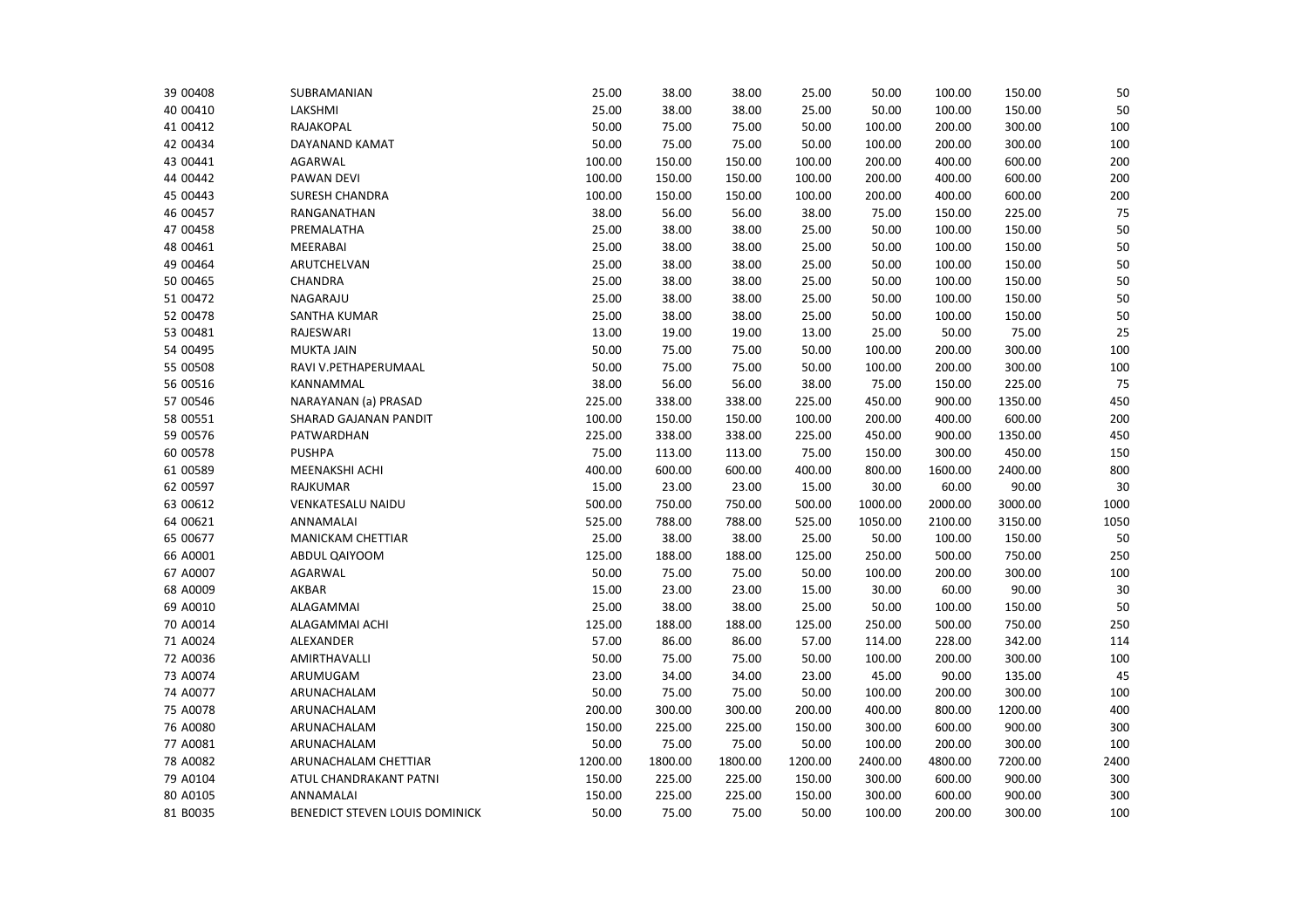| | | | | | | | | | |
|---|---|---|---|---|---|---|---|---|---|
| 39 00408 | SUBRAMANIAN | 25.00 | 38.00 | 38.00 | 25.00 | 50.00 | 100.00 | 150.00 | 50 |
| 40 00410 | LAKSHMI | 25.00 | 38.00 | 38.00 | 25.00 | 50.00 | 100.00 | 150.00 | 50 |
| 41 00412 | RAJAKOPAL | 50.00 | 75.00 | 75.00 | 50.00 | 100.00 | 200.00 | 300.00 | 100 |
| 42 00434 | DAYANAND KAMAT | 50.00 | 75.00 | 75.00 | 50.00 | 100.00 | 200.00 | 300.00 | 100 |
| 43 00441 | AGARWAL | 100.00 | 150.00 | 150.00 | 100.00 | 200.00 | 400.00 | 600.00 | 200 |
| 44 00442 | PAWAN DEVI | 100.00 | 150.00 | 150.00 | 100.00 | 200.00 | 400.00 | 600.00 | 200 |
| 45 00443 | SURESH CHANDRA | 100.00 | 150.00 | 150.00 | 100.00 | 200.00 | 400.00 | 600.00 | 200 |
| 46 00457 | RANGANATHAN | 38.00 | 56.00 | 56.00 | 38.00 | 75.00 | 150.00 | 225.00 | 75 |
| 47 00458 | PREMALATHA | 25.00 | 38.00 | 38.00 | 25.00 | 50.00 | 100.00 | 150.00 | 50 |
| 48 00461 | MEERABAI | 25.00 | 38.00 | 38.00 | 25.00 | 50.00 | 100.00 | 150.00 | 50 |
| 49 00464 | ARUTCHELVAN | 25.00 | 38.00 | 38.00 | 25.00 | 50.00 | 100.00 | 150.00 | 50 |
| 50 00465 | CHANDRA | 25.00 | 38.00 | 38.00 | 25.00 | 50.00 | 100.00 | 150.00 | 50 |
| 51 00472 | NAGARAJU | 25.00 | 38.00 | 38.00 | 25.00 | 50.00 | 100.00 | 150.00 | 50 |
| 52 00478 | SANTHA KUMAR | 25.00 | 38.00 | 38.00 | 25.00 | 50.00 | 100.00 | 150.00 | 50 |
| 53 00481 | RAJESWARI | 13.00 | 19.00 | 19.00 | 13.00 | 25.00 | 50.00 | 75.00 | 25 |
| 54 00495 | MUKTA JAIN | 50.00 | 75.00 | 75.00 | 50.00 | 100.00 | 200.00 | 300.00 | 100 |
| 55 00508 | RAVI V.PETHAPERUMAAL | 50.00 | 75.00 | 75.00 | 50.00 | 100.00 | 200.00 | 300.00 | 100 |
| 56 00516 | KANNAMMAL | 38.00 | 56.00 | 56.00 | 38.00 | 75.00 | 150.00 | 225.00 | 75 |
| 57 00546 | NARAYANAN (a) PRASAD | 225.00 | 338.00 | 338.00 | 225.00 | 450.00 | 900.00 | 1350.00 | 450 |
| 58 00551 | SHARAD GAJANAN PANDIT | 100.00 | 150.00 | 150.00 | 100.00 | 200.00 | 400.00 | 600.00 | 200 |
| 59 00576 | PATWARDHAN | 225.00 | 338.00 | 338.00 | 225.00 | 450.00 | 900.00 | 1350.00 | 450 |
| 60 00578 | PUSHPA | 75.00 | 113.00 | 113.00 | 75.00 | 150.00 | 300.00 | 450.00 | 150 |
| 61 00589 | MEENAKSHI ACHI | 400.00 | 600.00 | 600.00 | 400.00 | 800.00 | 1600.00 | 2400.00 | 800 |
| 62 00597 | RAJKUMAR | 15.00 | 23.00 | 23.00 | 15.00 | 30.00 | 60.00 | 90.00 | 30 |
| 63 00612 | VENKATESALU NAIDU | 500.00 | 750.00 | 750.00 | 500.00 | 1000.00 | 2000.00 | 3000.00 | 1000 |
| 64 00621 | ANNAMALAI | 525.00 | 788.00 | 788.00 | 525.00 | 1050.00 | 2100.00 | 3150.00 | 1050 |
| 65 00677 | MANICKAM CHETTIAR | 25.00 | 38.00 | 38.00 | 25.00 | 50.00 | 100.00 | 150.00 | 50 |
| 66 A0001 | ABDUL QAIYOOM | 125.00 | 188.00 | 188.00 | 125.00 | 250.00 | 500.00 | 750.00 | 250 |
| 67 A0007 | AGARWAL | 50.00 | 75.00 | 75.00 | 50.00 | 100.00 | 200.00 | 300.00 | 100 |
| 68 A0009 | AKBAR | 15.00 | 23.00 | 23.00 | 15.00 | 30.00 | 60.00 | 90.00 | 30 |
| 69 A0010 | ALAGAMMAI | 25.00 | 38.00 | 38.00 | 25.00 | 50.00 | 100.00 | 150.00 | 50 |
| 70 A0014 | ALAGAMMAI ACHI | 125.00 | 188.00 | 188.00 | 125.00 | 250.00 | 500.00 | 750.00 | 250 |
| 71 A0024 | ALEXANDER | 57.00 | 86.00 | 86.00 | 57.00 | 114.00 | 228.00 | 342.00 | 114 |
| 72 A0036 | AMIRTHAVALLI | 50.00 | 75.00 | 75.00 | 50.00 | 100.00 | 200.00 | 300.00 | 100 |
| 73 A0074 | ARUMUGAM | 23.00 | 34.00 | 34.00 | 23.00 | 45.00 | 90.00 | 135.00 | 45 |
| 74 A0077 | ARUNACHALAM | 50.00 | 75.00 | 75.00 | 50.00 | 100.00 | 200.00 | 300.00 | 100 |
| 75 A0078 | ARUNACHALAM | 200.00 | 300.00 | 300.00 | 200.00 | 400.00 | 800.00 | 1200.00 | 400 |
| 76 A0080 | ARUNACHALAM | 150.00 | 225.00 | 225.00 | 150.00 | 300.00 | 600.00 | 900.00 | 300 |
| 77 A0081 | ARUNACHALAM | 50.00 | 75.00 | 75.00 | 50.00 | 100.00 | 200.00 | 300.00 | 100 |
| 78 A0082 | ARUNACHALAM CHETTIAR | 1200.00 | 1800.00 | 1800.00 | 1200.00 | 2400.00 | 4800.00 | 7200.00 | 2400 |
| 79 A0104 | ATUL CHANDRAKANT PATNI | 150.00 | 225.00 | 225.00 | 150.00 | 300.00 | 600.00 | 900.00 | 300 |
| 80 A0105 | ANNAMALAI | 150.00 | 225.00 | 225.00 | 150.00 | 300.00 | 600.00 | 900.00 | 300 |
| 81 B0035 | BENEDICT STEVEN LOUIS DOMINICK | 50.00 | 75.00 | 75.00 | 50.00 | 100.00 | 200.00 | 300.00 | 100 |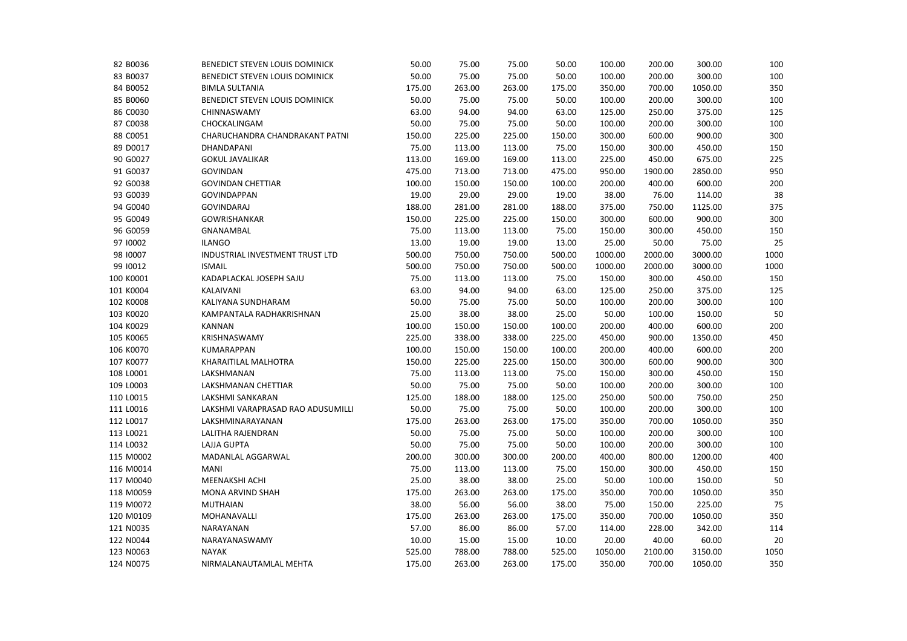| | | | | | | | | | |
|---|---|---|---|---|---|---|---|---|---|
| 82 B0036 | BENEDICT STEVEN LOUIS DOMINICK | 50.00 | 75.00 | 75.00 | 50.00 | 100.00 | 200.00 | 300.00 | 100 |
| 83 B0037 | BENEDICT STEVEN LOUIS DOMINICK | 50.00 | 75.00 | 75.00 | 50.00 | 100.00 | 200.00 | 300.00 | 100 |
| 84 B0052 | BIMLA SULTANIA | 175.00 | 263.00 | 263.00 | 175.00 | 350.00 | 700.00 | 1050.00 | 350 |
| 85 B0060 | BENEDICT STEVEN LOUIS DOMINICK | 50.00 | 75.00 | 75.00 | 50.00 | 100.00 | 200.00 | 300.00 | 100 |
| 86 C0030 | CHINNASWAMY | 63.00 | 94.00 | 94.00 | 63.00 | 125.00 | 250.00 | 375.00 | 125 |
| 87 C0038 | CHOCKALINGAM | 50.00 | 75.00 | 75.00 | 50.00 | 100.00 | 200.00 | 300.00 | 100 |
| 88 C0051 | CHARUCHANDRA CHANDRAKANT PATNI | 150.00 | 225.00 | 225.00 | 150.00 | 300.00 | 600.00 | 900.00 | 300 |
| 89 D0017 | DHANDAPANI | 75.00 | 113.00 | 113.00 | 75.00 | 150.00 | 300.00 | 450.00 | 150 |
| 90 G0027 | GOKUL JAVALIKAR | 113.00 | 169.00 | 169.00 | 113.00 | 225.00 | 450.00 | 675.00 | 225 |
| 91 G0037 | GOVINDAN | 475.00 | 713.00 | 713.00 | 475.00 | 950.00 | 1900.00 | 2850.00 | 950 |
| 92 G0038 | GOVINDAN CHETTIAR | 100.00 | 150.00 | 150.00 | 100.00 | 200.00 | 400.00 | 600.00 | 200 |
| 93 G0039 | GOVINDAPPAN | 19.00 | 29.00 | 29.00 | 19.00 | 38.00 | 76.00 | 114.00 | 38 |
| 94 G0040 | GOVINDARAJ | 188.00 | 281.00 | 281.00 | 188.00 | 375.00 | 750.00 | 1125.00 | 375 |
| 95 G0049 | GOWRISHANKAR | 150.00 | 225.00 | 225.00 | 150.00 | 300.00 | 600.00 | 900.00 | 300 |
| 96 G0059 | GNANAMBAL | 75.00 | 113.00 | 113.00 | 75.00 | 150.00 | 300.00 | 450.00 | 150 |
| 97 I0002 | ILANGO | 13.00 | 19.00 | 19.00 | 13.00 | 25.00 | 50.00 | 75.00 | 25 |
| 98 I0007 | INDUSTRIAL INVESTMENT TRUST LTD | 500.00 | 750.00 | 750.00 | 500.00 | 1000.00 | 2000.00 | 3000.00 | 1000 |
| 99 I0012 | ISMAIL | 500.00 | 750.00 | 750.00 | 500.00 | 1000.00 | 2000.00 | 3000.00 | 1000 |
| 100 K0001 | KADAPLACKAL JOSEPH SAJU | 75.00 | 113.00 | 113.00 | 75.00 | 150.00 | 300.00 | 450.00 | 150 |
| 101 K0004 | KALAIVANI | 63.00 | 94.00 | 94.00 | 63.00 | 125.00 | 250.00 | 375.00 | 125 |
| 102 K0008 | KALIYANA SUNDHARAM | 50.00 | 75.00 | 75.00 | 50.00 | 100.00 | 200.00 | 300.00 | 100 |
| 103 K0020 | KAMPANTALA RADHAKRISHNAN | 25.00 | 38.00 | 38.00 | 25.00 | 50.00 | 100.00 | 150.00 | 50 |
| 104 K0029 | KANNAN | 100.00 | 150.00 | 150.00 | 100.00 | 200.00 | 400.00 | 600.00 | 200 |
| 105 K0065 | KRISHNASWAMY | 225.00 | 338.00 | 338.00 | 225.00 | 450.00 | 900.00 | 1350.00 | 450 |
| 106 K0070 | KUMARAPPAN | 100.00 | 150.00 | 150.00 | 100.00 | 200.00 | 400.00 | 600.00 | 200 |
| 107 K0077 | KHARAITILAL MALHOTRA | 150.00 | 225.00 | 225.00 | 150.00 | 300.00 | 600.00 | 900.00 | 300 |
| 108 L0001 | LAKSHMANAN | 75.00 | 113.00 | 113.00 | 75.00 | 150.00 | 300.00 | 450.00 | 150 |
| 109 L0003 | LAKSHMANAN CHETTIAR | 50.00 | 75.00 | 75.00 | 50.00 | 100.00 | 200.00 | 300.00 | 100 |
| 110 L0015 | LAKSHMI SANKARAN | 125.00 | 188.00 | 188.00 | 125.00 | 250.00 | 500.00 | 750.00 | 250 |
| 111 L0016 | LAKSHMI VARAPRASAD RAO ADUSUMILLI | 50.00 | 75.00 | 75.00 | 50.00 | 100.00 | 200.00 | 300.00 | 100 |
| 112 L0017 | LAKSHMINARAYANAN | 175.00 | 263.00 | 263.00 | 175.00 | 350.00 | 700.00 | 1050.00 | 350 |
| 113 L0021 | LALITHA RAJENDRAN | 50.00 | 75.00 | 75.00 | 50.00 | 100.00 | 200.00 | 300.00 | 100 |
| 114 L0032 | LAJJA GUPTA | 50.00 | 75.00 | 75.00 | 50.00 | 100.00 | 200.00 | 300.00 | 100 |
| 115 M0002 | MADANLAL AGGARWAL | 200.00 | 300.00 | 300.00 | 200.00 | 400.00 | 800.00 | 1200.00 | 400 |
| 116 M0014 | MANI | 75.00 | 113.00 | 113.00 | 75.00 | 150.00 | 300.00 | 450.00 | 150 |
| 117 M0040 | MEENAKSHI ACHI | 25.00 | 38.00 | 38.00 | 25.00 | 50.00 | 100.00 | 150.00 | 50 |
| 118 M0059 | MONA ARVIND SHAH | 175.00 | 263.00 | 263.00 | 175.00 | 350.00 | 700.00 | 1050.00 | 350 |
| 119 M0072 | MUTHAIAN | 38.00 | 56.00 | 56.00 | 38.00 | 75.00 | 150.00 | 225.00 | 75 |
| 120 M0109 | MOHANAVALLI | 175.00 | 263.00 | 263.00 | 175.00 | 350.00 | 700.00 | 1050.00 | 350 |
| 121 N0035 | NARAYANAN | 57.00 | 86.00 | 86.00 | 57.00 | 114.00 | 228.00 | 342.00 | 114 |
| 122 N0044 | NARAYANASWAMY | 10.00 | 15.00 | 15.00 | 10.00 | 20.00 | 40.00 | 60.00 | 20 |
| 123 N0063 | NAYAK | 525.00 | 788.00 | 788.00 | 525.00 | 1050.00 | 2100.00 | 3150.00 | 1050 |
| 124 N0075 | NIRMALANAUTAMLAL MEHTA | 175.00 | 263.00 | 263.00 | 175.00 | 350.00 | 700.00 | 1050.00 | 350 |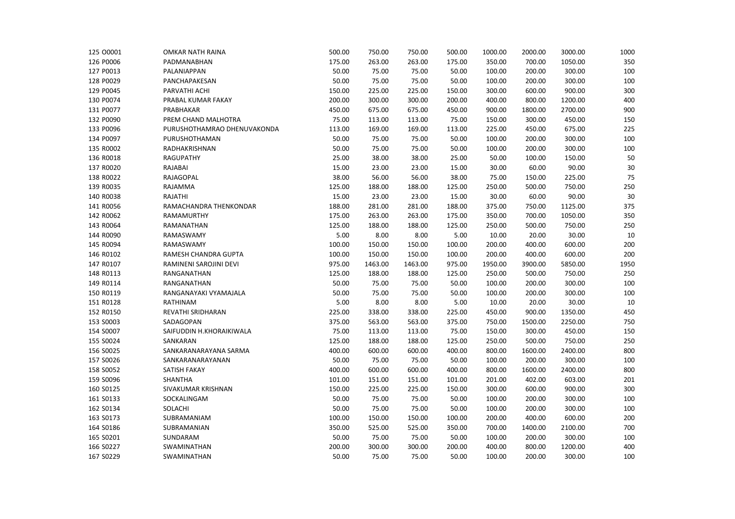| | | | | | | | | | |
|---|---|---|---|---|---|---|---|---|---|
| 125 | O0001 | OMKAR NATH RAINA | 500.00 | 750.00 | 750.00 | 500.00 | 1000.00 | 2000.00 | 3000.00 | 1000 |
| 126 | P0006 | PADMANABHAN | 175.00 | 263.00 | 263.00 | 175.00 | 350.00 | 700.00 | 1050.00 | 350 |
| 127 | P0013 | PALANIAPPAN | 50.00 | 75.00 | 75.00 | 50.00 | 100.00 | 200.00 | 300.00 | 100 |
| 128 | P0029 | PANCHAPAKESAN | 50.00 | 75.00 | 75.00 | 50.00 | 100.00 | 200.00 | 300.00 | 100 |
| 129 | P0045 | PARVATHI ACHI | 150.00 | 225.00 | 225.00 | 150.00 | 300.00 | 600.00 | 900.00 | 300 |
| 130 | P0074 | PRABAL KUMAR FAKAY | 200.00 | 300.00 | 300.00 | 200.00 | 400.00 | 800.00 | 1200.00 | 400 |
| 131 | P0077 | PRABHAKAR | 450.00 | 675.00 | 675.00 | 450.00 | 900.00 | 1800.00 | 2700.00 | 900 |
| 132 | P0090 | PREM CHAND MALHOTRA | 75.00 | 113.00 | 113.00 | 75.00 | 150.00 | 300.00 | 450.00 | 150 |
| 133 | P0096 | PURUSHOTHAMRAO DHENUVAKONDA | 113.00 | 169.00 | 169.00 | 113.00 | 225.00 | 450.00 | 675.00 | 225 |
| 134 | P0097 | PURUSHOTHAMAN | 50.00 | 75.00 | 75.00 | 50.00 | 100.00 | 200.00 | 300.00 | 100 |
| 135 | R0002 | RADHAKRISHNAN | 50.00 | 75.00 | 75.00 | 50.00 | 100.00 | 200.00 | 300.00 | 100 |
| 136 | R0018 | RAGUPATHY | 25.00 | 38.00 | 38.00 | 25.00 | 50.00 | 100.00 | 150.00 | 50 |
| 137 | R0020 | RAJABAI | 15.00 | 23.00 | 23.00 | 15.00 | 30.00 | 60.00 | 90.00 | 30 |
| 138 | R0022 | RAJAGOPAL | 38.00 | 56.00 | 56.00 | 38.00 | 75.00 | 150.00 | 225.00 | 75 |
| 139 | R0035 | RAJAMMA | 125.00 | 188.00 | 188.00 | 125.00 | 250.00 | 500.00 | 750.00 | 250 |
| 140 | R0038 | RAJATHI | 15.00 | 23.00 | 23.00 | 15.00 | 30.00 | 60.00 | 90.00 | 30 |
| 141 | R0056 | RAMACHANDRA THENKONDAR | 188.00 | 281.00 | 281.00 | 188.00 | 375.00 | 750.00 | 1125.00 | 375 |
| 142 | R0062 | RAMAMURTHY | 175.00 | 263.00 | 263.00 | 175.00 | 350.00 | 700.00 | 1050.00 | 350 |
| 143 | R0064 | RAMANATHAN | 125.00 | 188.00 | 188.00 | 125.00 | 250.00 | 500.00 | 750.00 | 250 |
| 144 | R0090 | RAMASWAMY | 5.00 | 8.00 | 8.00 | 5.00 | 10.00 | 20.00 | 30.00 | 10 |
| 145 | R0094 | RAMASWAMY | 100.00 | 150.00 | 150.00 | 100.00 | 200.00 | 400.00 | 600.00 | 200 |
| 146 | R0102 | RAMESH CHANDRA GUPTA | 100.00 | 150.00 | 150.00 | 100.00 | 200.00 | 400.00 | 600.00 | 200 |
| 147 | R0107 | RAMINENI SAROJINI DEVI | 975.00 | 1463.00 | 1463.00 | 975.00 | 1950.00 | 3900.00 | 5850.00 | 1950 |
| 148 | R0113 | RANGANATHAN | 125.00 | 188.00 | 188.00 | 125.00 | 250.00 | 500.00 | 750.00 | 250 |
| 149 | R0114 | RANGANATHAN | 50.00 | 75.00 | 75.00 | 50.00 | 100.00 | 200.00 | 300.00 | 100 |
| 150 | R0119 | RANGANAYAKI VYAMAJALA | 50.00 | 75.00 | 75.00 | 50.00 | 100.00 | 200.00 | 300.00 | 100 |
| 151 | R0128 | RATHINAM | 5.00 | 8.00 | 8.00 | 5.00 | 10.00 | 20.00 | 30.00 | 10 |
| 152 | R0150 | REVATHI SRIDHARAN | 225.00 | 338.00 | 338.00 | 225.00 | 450.00 | 900.00 | 1350.00 | 450 |
| 153 | S0003 | SADAGOPAN | 375.00 | 563.00 | 563.00 | 375.00 | 750.00 | 1500.00 | 2250.00 | 750 |
| 154 | S0007 | SAIFUDDIN H.KHORAIKIWALA | 75.00 | 113.00 | 113.00 | 75.00 | 150.00 | 300.00 | 450.00 | 150 |
| 155 | S0024 | SANKARAN | 125.00 | 188.00 | 188.00 | 125.00 | 250.00 | 500.00 | 750.00 | 250 |
| 156 | S0025 | SANKARANARAYANA SARMA | 400.00 | 600.00 | 600.00 | 400.00 | 800.00 | 1600.00 | 2400.00 | 800 |
| 157 | S0026 | SANKARANARAYANAN | 50.00 | 75.00 | 75.00 | 50.00 | 100.00 | 200.00 | 300.00 | 100 |
| 158 | S0052 | SATISH FAKAY | 400.00 | 600.00 | 600.00 | 400.00 | 800.00 | 1600.00 | 2400.00 | 800 |
| 159 | S0096 | SHANTHA | 101.00 | 151.00 | 151.00 | 101.00 | 201.00 | 402.00 | 603.00 | 201 |
| 160 | S0125 | SIVAKUMAR KRISHNAN | 150.00 | 225.00 | 225.00 | 150.00 | 300.00 | 600.00 | 900.00 | 300 |
| 161 | S0133 | SOCKALINGAM | 50.00 | 75.00 | 75.00 | 50.00 | 100.00 | 200.00 | 300.00 | 100 |
| 162 | S0134 | SOLACHI | 50.00 | 75.00 | 75.00 | 50.00 | 100.00 | 200.00 | 300.00 | 100 |
| 163 | S0173 | SUBRAMANIAM | 100.00 | 150.00 | 150.00 | 100.00 | 200.00 | 400.00 | 600.00 | 200 |
| 164 | S0186 | SUBRAMANIAN | 350.00 | 525.00 | 525.00 | 350.00 | 700.00 | 1400.00 | 2100.00 | 700 |
| 165 | S0201 | SUNDARAM | 50.00 | 75.00 | 75.00 | 50.00 | 100.00 | 200.00 | 300.00 | 100 |
| 166 | S0227 | SWAMINATHAN | 200.00 | 300.00 | 300.00 | 200.00 | 400.00 | 800.00 | 1200.00 | 400 |
| 167 | S0229 | SWAMINATHAN | 50.00 | 75.00 | 75.00 | 50.00 | 100.00 | 200.00 | 300.00 | 100 |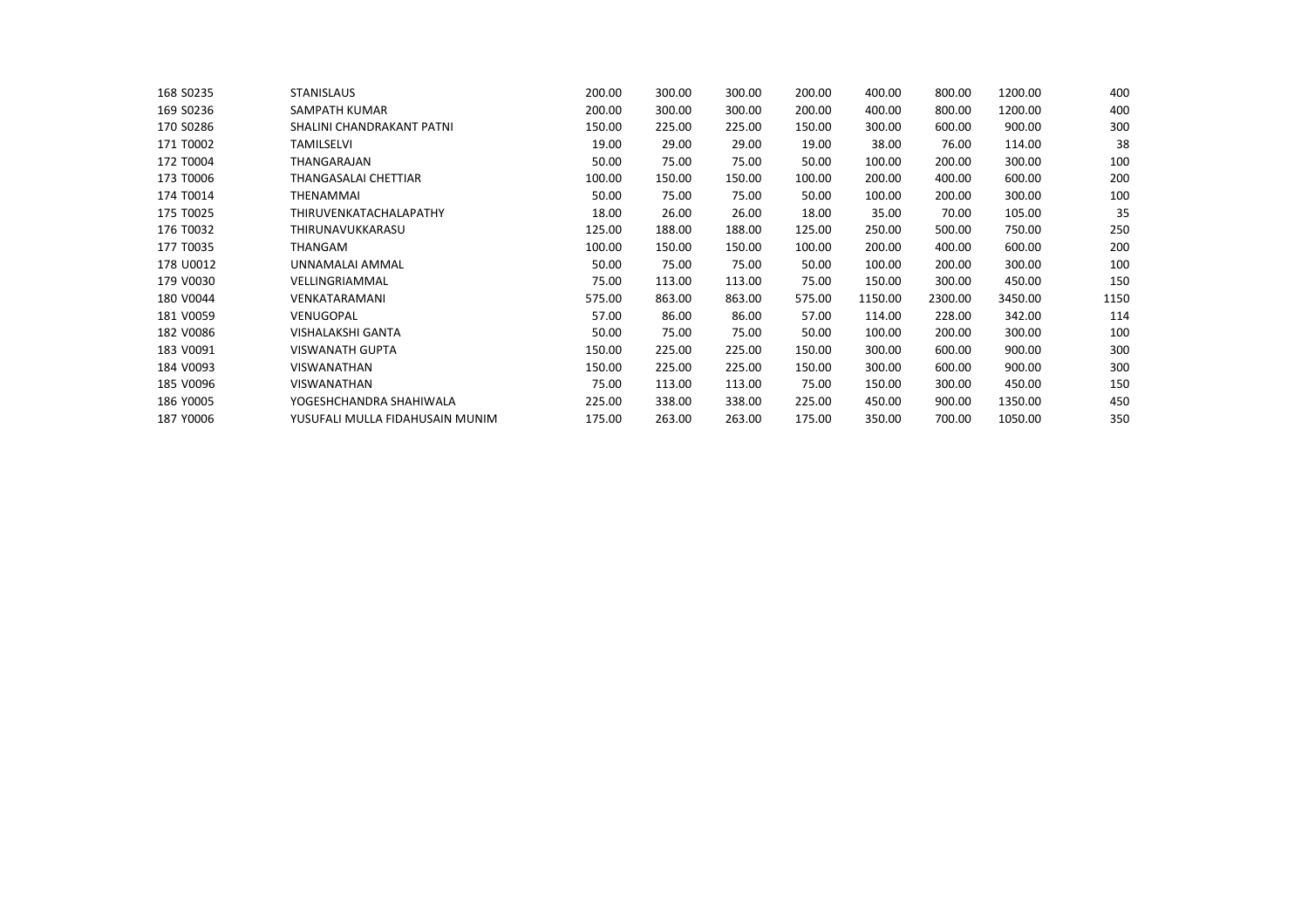| | | | | | | | | | | |
|---|---|---|---|---|---|---|---|---|---|---|
| 168 | S0235 | STANISLAUS | 200.00 | 300.00 | 300.00 | 200.00 | 400.00 | 800.00 | 1200.00 | 400 |
| 169 | S0236 | SAMPATH KUMAR | 200.00 | 300.00 | 300.00 | 200.00 | 400.00 | 800.00 | 1200.00 | 400 |
| 170 | S0286 | SHALINI CHANDRAKANT PATNI | 150.00 | 225.00 | 225.00 | 150.00 | 300.00 | 600.00 | 900.00 | 300 |
| 171 | T0002 | TAMILSELVI | 19.00 | 29.00 | 29.00 | 19.00 | 38.00 | 76.00 | 114.00 | 38 |
| 172 | T0004 | THANGARAJAN | 50.00 | 75.00 | 75.00 | 50.00 | 100.00 | 200.00 | 300.00 | 100 |
| 173 | T0006 | THANGASALAI CHETTIAR | 100.00 | 150.00 | 150.00 | 100.00 | 200.00 | 400.00 | 600.00 | 200 |
| 174 | T0014 | THENAMMAI | 50.00 | 75.00 | 75.00 | 50.00 | 100.00 | 200.00 | 300.00 | 100 |
| 175 | T0025 | THIRUVENKATACHALAPATHY | 18.00 | 26.00 | 26.00 | 18.00 | 35.00 | 70.00 | 105.00 | 35 |
| 176 | T0032 | THIRUNAVUKKARASU | 125.00 | 188.00 | 188.00 | 125.00 | 250.00 | 500.00 | 750.00 | 250 |
| 177 | T0035 | THANGAM | 100.00 | 150.00 | 150.00 | 100.00 | 200.00 | 400.00 | 600.00 | 200 |
| 178 | U0012 | UNNAMALAI AMMAL | 50.00 | 75.00 | 75.00 | 50.00 | 100.00 | 200.00 | 300.00 | 100 |
| 179 | V0030 | VELLINGRIAMMAL | 75.00 | 113.00 | 113.00 | 75.00 | 150.00 | 300.00 | 450.00 | 150 |
| 180 | V0044 | VENKATARAMANI | 575.00 | 863.00 | 863.00 | 575.00 | 1150.00 | 2300.00 | 3450.00 | 1150 |
| 181 | V0059 | VENUGOPAL | 57.00 | 86.00 | 86.00 | 57.00 | 114.00 | 228.00 | 342.00 | 114 |
| 182 | V0086 | VISHALAKSHI GANTA | 50.00 | 75.00 | 75.00 | 50.00 | 100.00 | 200.00 | 300.00 | 100 |
| 183 | V0091 | VISWANATH GUPTA | 150.00 | 225.00 | 225.00 | 150.00 | 300.00 | 600.00 | 900.00 | 300 |
| 184 | V0093 | VISWANATHAN | 150.00 | 225.00 | 225.00 | 150.00 | 300.00 | 600.00 | 900.00 | 300 |
| 185 | V0096 | VISWANATHAN | 75.00 | 113.00 | 113.00 | 75.00 | 150.00 | 300.00 | 450.00 | 150 |
| 186 | Y0005 | YOGESHCHANDRA SHAHIWALA | 225.00 | 338.00 | 338.00 | 225.00 | 450.00 | 900.00 | 1350.00 | 450 |
| 187 | Y0006 | YUSUFALI MULLA FIDAHUSAIN MUNIM | 175.00 | 263.00 | 263.00 | 175.00 | 350.00 | 700.00 | 1050.00 | 350 |